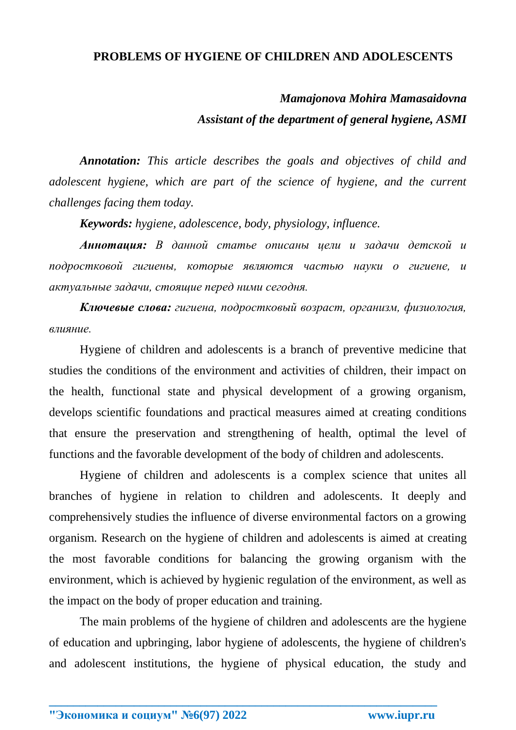# PROBLEMS OF HYGIENE OF CHILDREN AND ADOLESCENTS

***Mamajonova Mohira Mamasaidovna***

***Assistant of the department of general hygiene, ASMI***

***Annotation:*** *This article describes the goals and objectives of child and adolescent hygiene, which are part of the science of hygiene, and the current challenges facing them today.*

***Keywords:*** *hygiene, adolescence, body, physiology, influence.*

***Аннотация:*** *В данной статье описаны цели и задачи детской и подростковой гигиены, которые являются частью науки о гигиене, и актуальные задачи, стоящие перед ними сегодня.*

***Ключевые слова:*** *гигиена, подростковый возраст, организм, физиология, влияние.*

Hygiene of children and adolescents is a branch of preventive medicine that studies the conditions of the environment and activities of children, their impact on the health, functional state and physical development of a growing organism, develops scientific foundations and practical measures aimed at creating conditions that ensure the preservation and strengthening of health, optimal the level of functions and the favorable development of the body of children and adolescents.

Hygiene of children and adolescents is a complex science that unites all branches of hygiene in relation to children and adolescents. It deeply and comprehensively studies the influence of diverse environmental factors on a growing organism. Research on the hygiene of children and adolescents is aimed at creating the most favorable conditions for balancing the growing organism with the environment, which is achieved by hygienic regulation of the environment, as well as the impact on the body of proper education and training.

The main problems of the hygiene of children and adolescents are the hygiene of education and upbringing, labor hygiene of adolescents, the hygiene of children's and adolescent institutions, the hygiene of physical education, the study and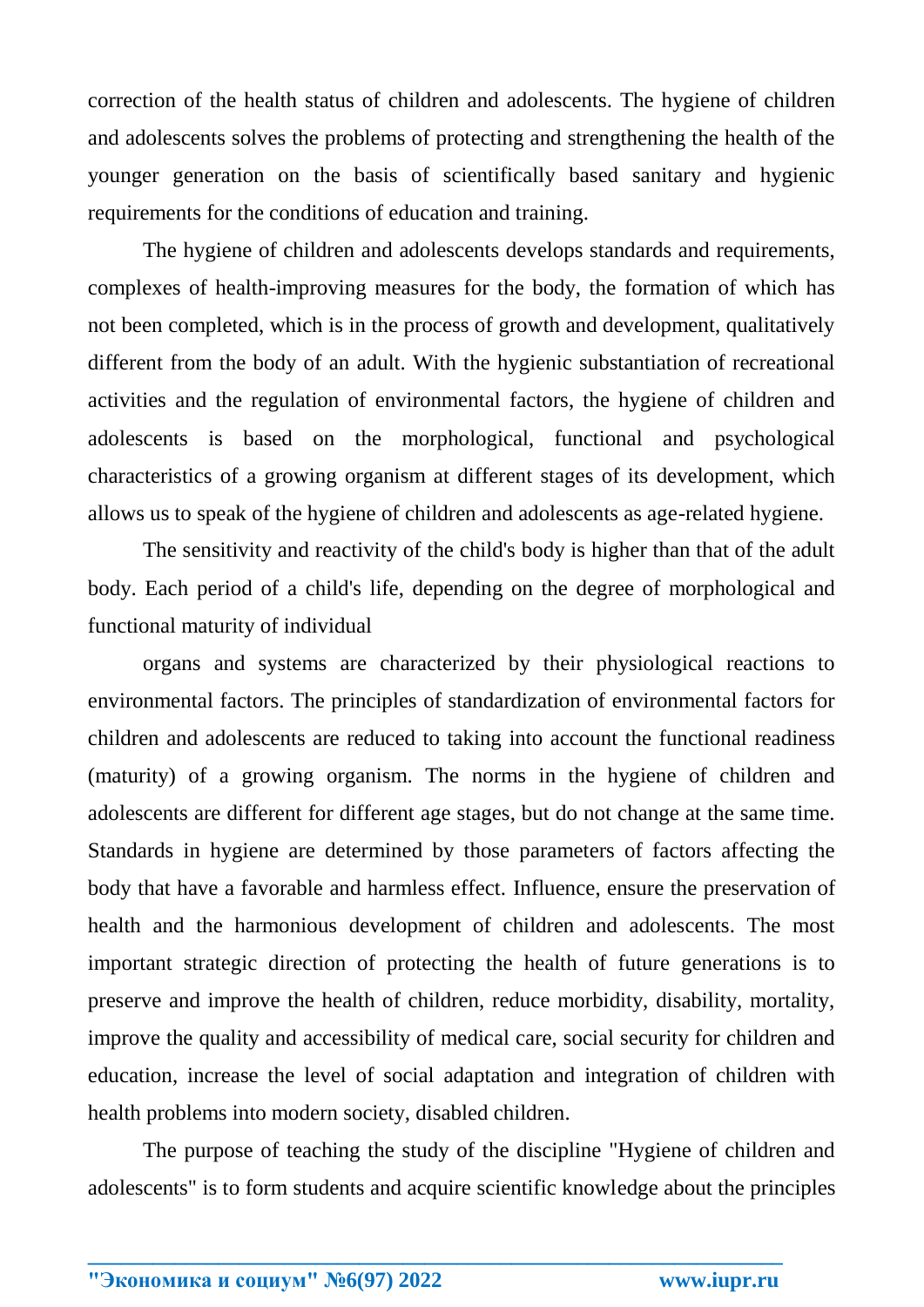correction of the health status of children and adolescents. The hygiene of children and adolescents solves the problems of protecting and strengthening the health of the younger generation on the basis of scientifically based sanitary and hygienic requirements for the conditions of education and training.

The hygiene of children and adolescents develops standards and requirements, complexes of health-improving measures for the body, the formation of which has not been completed, which is in the process of growth and development, qualitatively different from the body of an adult. With the hygienic substantiation of recreational activities and the regulation of environmental factors, the hygiene of children and adolescents is based on the morphological, functional and psychological characteristics of a growing organism at different stages of its development, which allows us to speak of the hygiene of children and adolescents as age-related hygiene.

The sensitivity and reactivity of the child's body is higher than that of the adult body. Each period of a child's life, depending on the degree of morphological and functional maturity of individual

organs and systems are characterized by their physiological reactions to environmental factors. The principles of standardization of environmental factors for children and adolescents are reduced to taking into account the functional readiness (maturity) of a growing organism. The norms in the hygiene of children and adolescents are different for different age stages, but do not change at the same time. Standards in hygiene are determined by those parameters of factors affecting the body that have a favorable and harmless effect. Influence, ensure the preservation of health and the harmonious development of children and adolescents. The most important strategic direction of protecting the health of future generations is to preserve and improve the health of children, reduce morbidity, disability, mortality, improve the quality and accessibility of medical care, social security for children and education, increase the level of social adaptation and integration of children with health problems into modern society, disabled children.

The purpose of teaching the study of the discipline "Hygiene of children and adolescents" is to form students and acquire scientific knowledge about the principles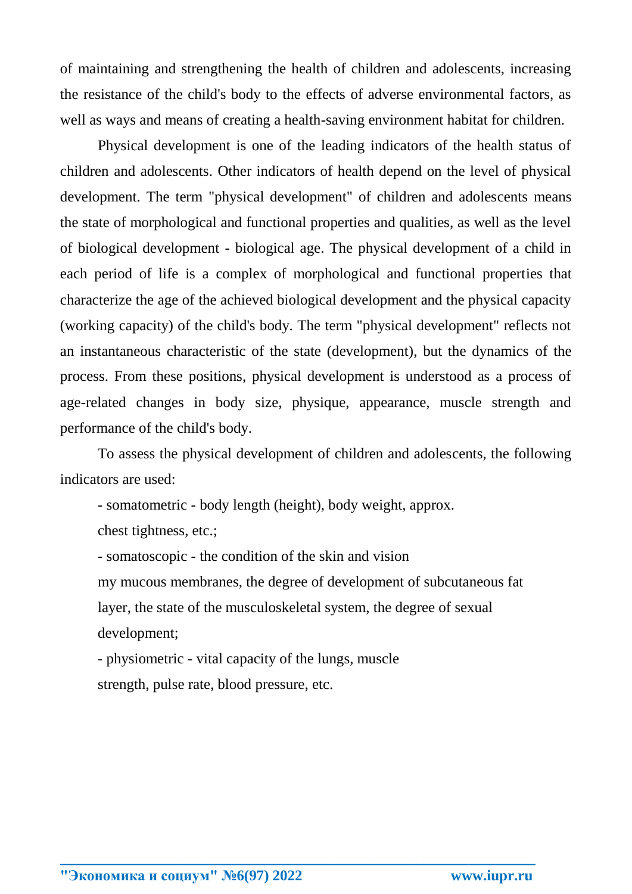of maintaining and strengthening the health of children and adolescents, increasing the resistance of the child's body to the effects of adverse environmental factors, as well as ways and means of creating a health-saving environment habitat for children.

Physical development is one of the leading indicators of the health status of children and adolescents. Other indicators of health depend on the level of physical development. The term "physical development" of children and adolescents means the state of morphological and functional properties and qualities, as well as the level of biological development - biological age. The physical development of a child in each period of life is a complex of morphological and functional properties that characterize the age of the achieved biological development and the physical capacity (working capacity) of the child's body. The term "physical development" reflects not an instantaneous characteristic of the state (development), but the dynamics of the process. From these positions, physical development is understood as a process of age-related changes in body size, physique, appearance, muscle strength and performance of the child's body.

To assess the physical development of children and adolescents, the following indicators are used:

- somatometric - body length (height), body weight, approx.
chest tightness, etc.;
- somatoscopic - the condition of the skin and vision
my mucous membranes, the degree of development of subcutaneous fat
layer, the state of the musculoskeletal system, the degree of sexual
development;
- physiometric - vital capacity of the lungs, muscle
strength, pulse rate, blood pressure, etc.